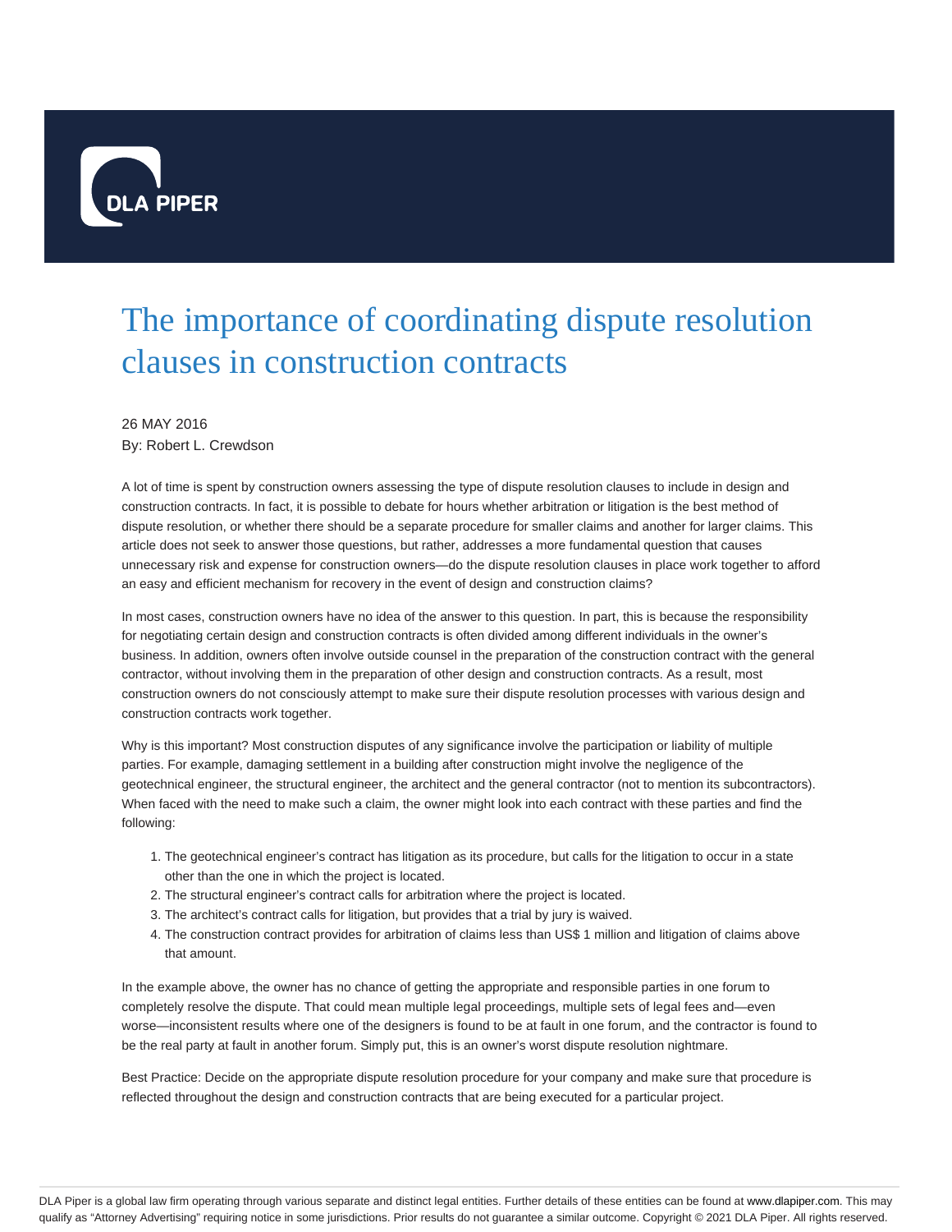# The importance of coordinating dispute resolution clauses in construction contracts

26 MAY 2016

By: Robert L. Crewdson

A lot of time is spent by construction owners assessing the type of dispute resolution clauses to include in design and construction contracts. In fact, it is possible to debate for hours whether arbitration or litigation is the best method of dispute resolution, or whether there should be a separate procedure for smaller claims and another for larger claims. This article does not seek to answer those questions, but rather, addresses a more fundamental question that causes unnecessary risk and expense for construction owners—do the dispute resolution clauses in place work together to afford an easy and efficient mechanism for recovery in the event of design and construction claims?

In most cases, construction owners have no idea of the answer to this question. In part, this is because the responsibility for negotiating certain design and construction contracts is often divided among different individuals in the owner's business. In addition, owners often involve outside counsel in the preparation of the construction contract with the general contractor, without involving them in the preparation of other design and construction contracts. As a result, most construction owners do not consciously attempt to make sure their dispute resolution processes with various design and construction contracts work together.

Why is this important? Most construction disputes of any significance involve the participation or liability of multiple parties. For example, damaging settlement in a building after construction might involve the negligence of the geotechnical engineer, the structural engineer, the architect and the general contractor (not to mention its subcontractors). When faced with the need to make such a claim, the owner might look into each contract with these parties and find the following:

1. The geotechnical engineer's contract has litigation as its procedure, but calls for the litigation to occur in a state other than the one in which the project is located.
2. The structural engineer's contract calls for arbitration where the project is located.
3. The architect's contract calls for litigation, but provides that a trial by jury is waived.
4. The construction contract provides for arbitration of claims less than US$ 1 million and litigation of claims above that amount.

In the example above, the owner has no chance of getting the appropriate and responsible parties in one forum to completely resolve the dispute. That could mean multiple legal proceedings, multiple sets of legal fees and—even worse—inconsistent results where one of the designers is found to be at fault in one forum, and the contractor is found to be the real party at fault in another forum. Simply put, this is an owner's worst dispute resolution nightmare.

Best Practice: Decide on the appropriate dispute resolution procedure for your company and make sure that procedure is reflected throughout the design and construction contracts that are being executed for a particular project.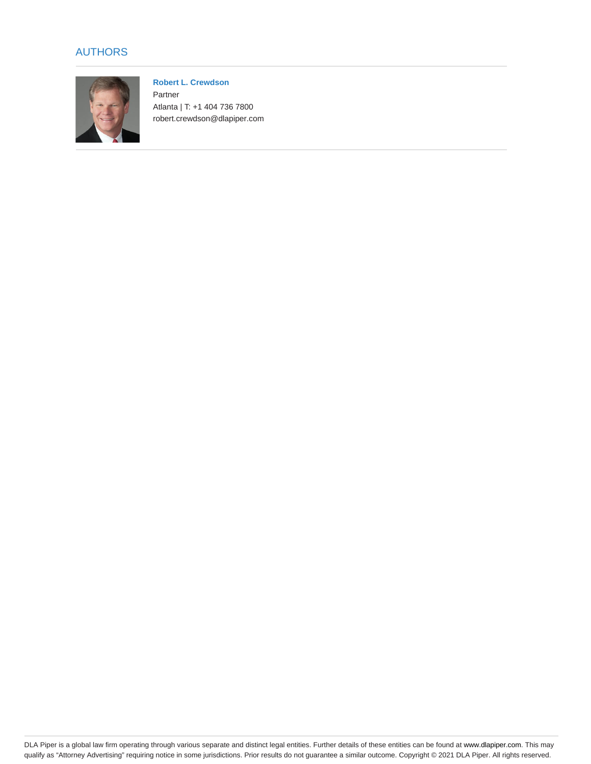## AUTHORS

**Robert L. Crewdson**
Partner
Atlanta | T: +1 404 736 7800
robert.crewdson@dlapiper.com

DLA Piper is a global law firm operating through various separate and distinct legal entities. Further details of these entities can be found at www.dlapiper.com. This may qualify as "Attorney Advertising" requiring notice in some jurisdictions. Prior results do not guarantee a similar outcome. Copyright © 2021 DLA Piper. All rights reserved.